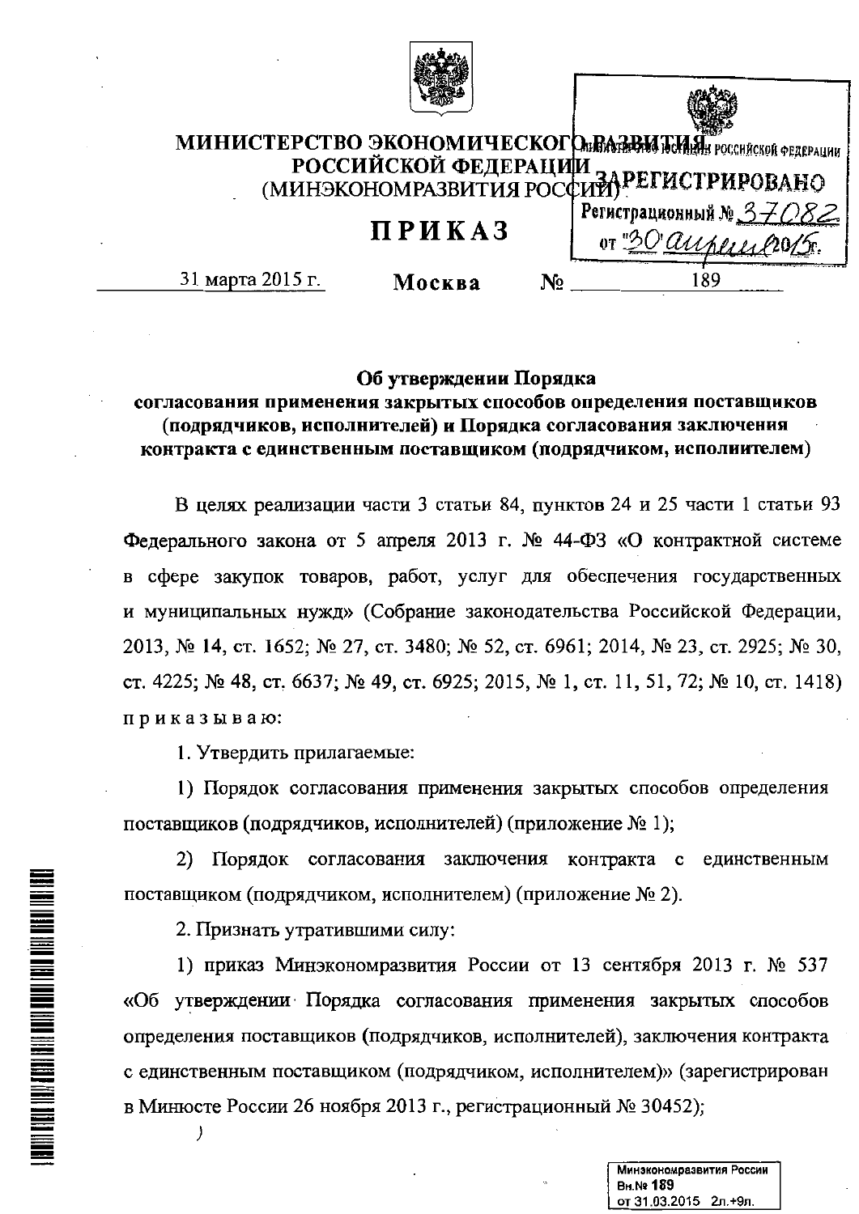# МИНИСТЕРСТВО ЭКОНОМИЧЕСКОГО РАЗВИТИЯ РОССИЙСКОЙ ФЕДЕРАЦИИ (МИНЭКОНОМРАЗВИТИЯ РОССИИ)

МИНИСТЕРСТВО ЮСТИЦИИ РОССИЙСКОЙ ФЕДЕРАЦИИ
ЗАРЕГИСТРИРОВАНО
Регистрационный № 37082
от "30" апреля 2015 г.

## ПРИКАЗ

31 марта 2015 г. **Москва** № 189

**Об утверждении Порядка согласования применения закрытых способов определения поставщиков (подрядчиков, исполнителей) и Порядка согласования заключения контракта с единственным поставщиком (подрядчиком, исполнителем)**

В целях реализации части 3 статьи 84, пунктов 24 и 25 части 1 статьи 93 Федерального закона от 5 апреля 2013 г. № 44-ФЗ «О контрактной системе в сфере закупок товаров, работ, услуг для обеспечения государственных и муниципальных нужд» (Собрание законодательства Российской Федерации, 2013, № 14, ст. 1652; № 27, ст. 3480; № 52, ст. 6961; 2014, № 23, ст. 2925; № 30, ст. 4225; № 48, ст. 6637; № 49, ст. 6925; 2015, № 1, ст. 11, 51, 72; № 10, ст. 1418) приказываю:

1. Утвердить прилагаемые:

1) Порядок согласования применения закрытых способов определения поставщиков (подрядчиков, исполнителей) (приложение № 1);

2) Порядок согласования заключения контракта с единственным поставщиком (подрядчиком, исполнителем) (приложение № 2).

2. Признать утратившими силу:

1) приказ Минэкономразвития России от 13 сентября 2013 г. № 537 «Об утверждении Порядка согласования применения закрытых способов определения поставщиков (подрядчиков, исполнителей), заключения контракта с единственным поставщиком (подрядчиком, исполнителем)» (зарегистрирован в Минюсте России 26 ноября 2013 г., регистрационный № 30452);

Минэкономразвития России
Вн.№ 189
от 31.03.2015 2л.+9л.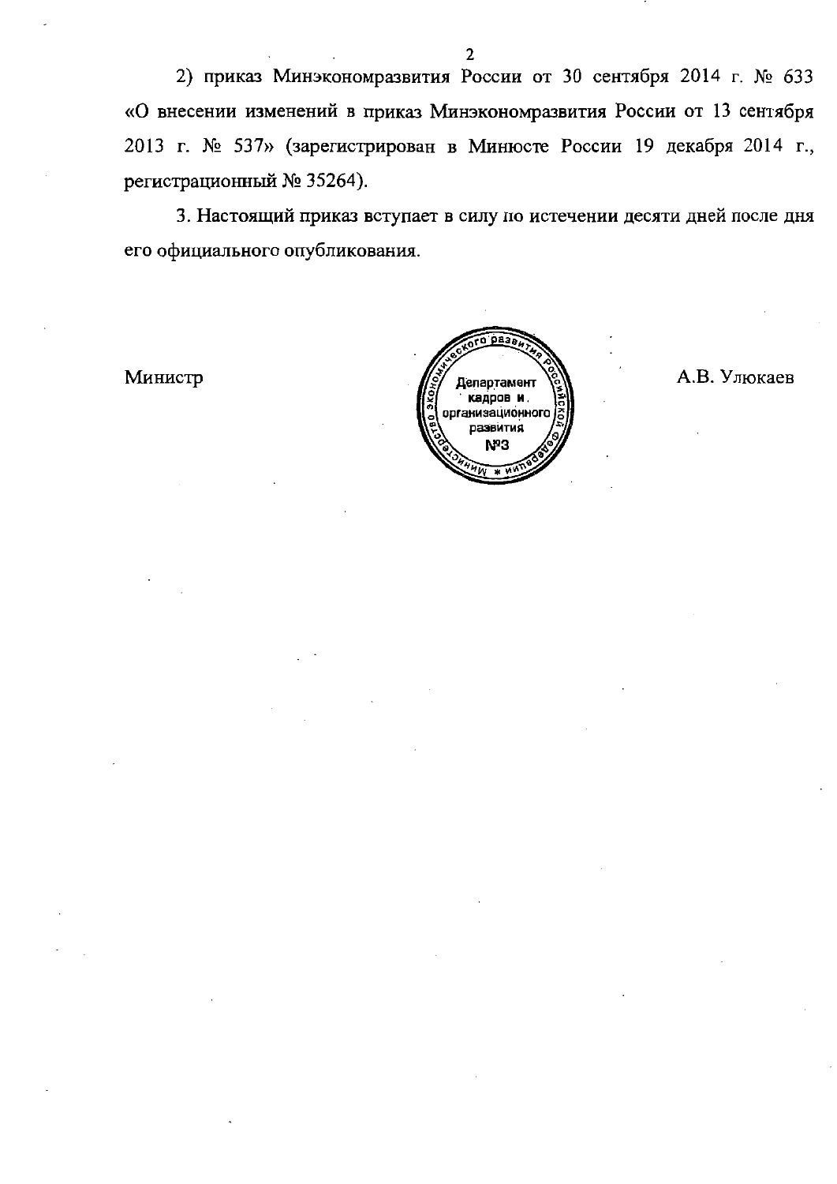2) приказ Минэкономразвития России от 30 сентября 2014 г. № 633 «О внесении изменений в приказ Минэкономразвития России от 13 сентября 2013 г. № 537» (зарегистрирован в Минюсте России 19 декабря 2014 г., регистрационный № 35264).

3. Настоящий приказ вступает в силу по истечении десяти дней после дня его официального опубликования.

Министр — А.В. Улюкаев

Министерство экономического развития Российской Федерации
Департамент кадров и организационного развития
№3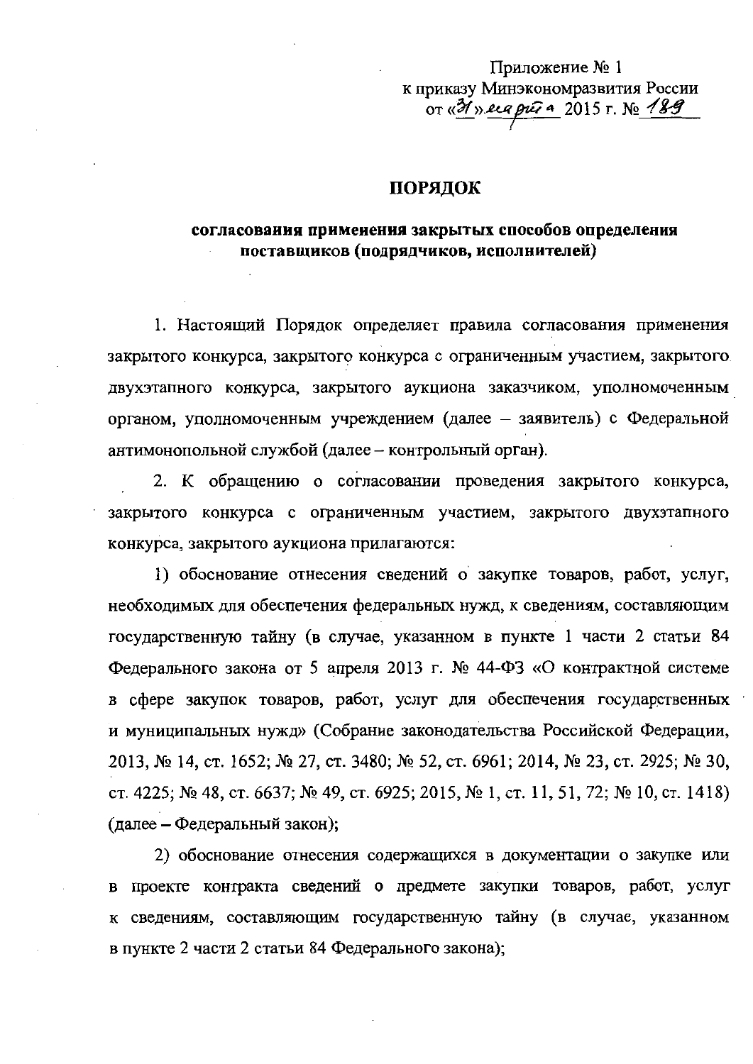Приложение № 1
к приказу Минэкономразвития России
от «31» марта 2015 г. № 189

## ПОРЯДОК

### согласования применения закрытых способов определения поставщиков (подрядчиков, исполнителей)

1. Настоящий Порядок определяет правила согласования применения закрытого конкурса, закрытого конкурса с ограниченным участием, закрытого двухэтапного конкурса, закрытого аукциона заказчиком, уполномоченным органом, уполномоченным учреждением (далее – заявитель) с Федеральной антимонопольной службой (далее – контрольный орган).

2. К обращению о согласовании проведения закрытого конкурса, закрытого конкурса с ограниченным участием, закрытого двухэтапного конкурса, закрытого аукциона прилагаются:

1) обоснование отнесения сведений о закупке товаров, работ, услуг, необходимых для обеспечения федеральных нужд, к сведениям, составляющим государственную тайну (в случае, указанном в пункте 1 части 2 статьи 84 Федерального закона от 5 апреля 2013 г. № 44-ФЗ «О контрактной системе в сфере закупок товаров, работ, услуг для обеспечения государственных и муниципальных нужд» (Собрание законодательства Российской Федерации, 2013, № 14, ст. 1652; № 27, ст. 3480; № 52, ст. 6961; 2014, № 23, ст. 2925; № 30, ст. 4225; № 48, ст. 6637; № 49, ст. 6925; 2015, № 1, ст. 11, 51, 72; № 10, ст. 1418) (далее – Федеральный закон);

2) обоснование отнесения содержащихся в документации о закупке или в проекте контракта сведений о предмете закупки товаров, работ, услуг к сведениям, составляющим государственную тайну (в случае, указанном в пункте 2 части 2 статьи 84 Федерального закона);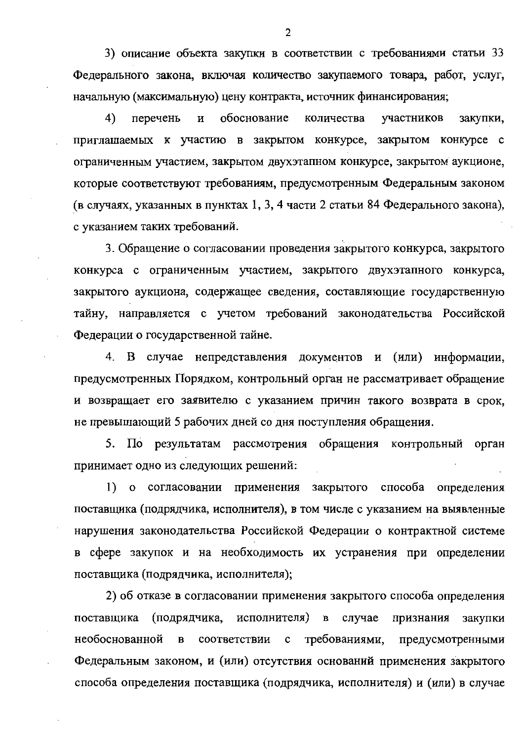3) описание объекта закупки в соответствии с требованиями статьи 33 Федерального закона, включая количество закупаемого товара, работ, услуг, начальную (максимальную) цену контракта, источник финансирования;

4) перечень и обоснование количества участников закупки, приглашаемых к участию в закрытом конкурсе, закрытом конкурсе с ограниченным участием, закрытом двухэтапном конкурсе, закрытом аукционе, которые соответствуют требованиям, предусмотренным Федеральным законом (в случаях, указанных в пунктах 1, 3, 4 части 2 статьи 84 Федерального закона), с указанием таких требований.

3. Обращение о согласовании проведения закрытого конкурса, закрытого конкурса с ограниченным участием, закрытого двухэтапного конкурса, закрытого аукциона, содержащее сведения, составляющие государственную тайну, направляется с учетом требований законодательства Российской Федерации о государственной тайне.

4. В случае непредставления документов и (или) информации, предусмотренных Порядком, контрольный орган не рассматривает обращение и возвращает его заявителю с указанием причин такого возврата в срок, не превышающий 5 рабочих дней со дня поступления обращения.

5. По результатам рассмотрения обращения контрольный орган принимает одно из следующих решений:

1) о согласовании применения закрытого способа определения поставщика (подрядчика, исполнителя), в том числе с указанием на выявленные нарушения законодательства Российской Федерации о контрактной системе в сфере закупок и на необходимость их устранения при определении поставщика (подрядчика, исполнителя);

2) об отказе в согласовании применения закрытого способа определения поставщика (подрядчика, исполнителя) в случае признания закупки необоснованной в соответствии с требованиями, предусмотренными Федеральным законом, и (или) отсутствия оснований применения закрытого способа определения поставщика (подрядчика, исполнителя) и (или) в случае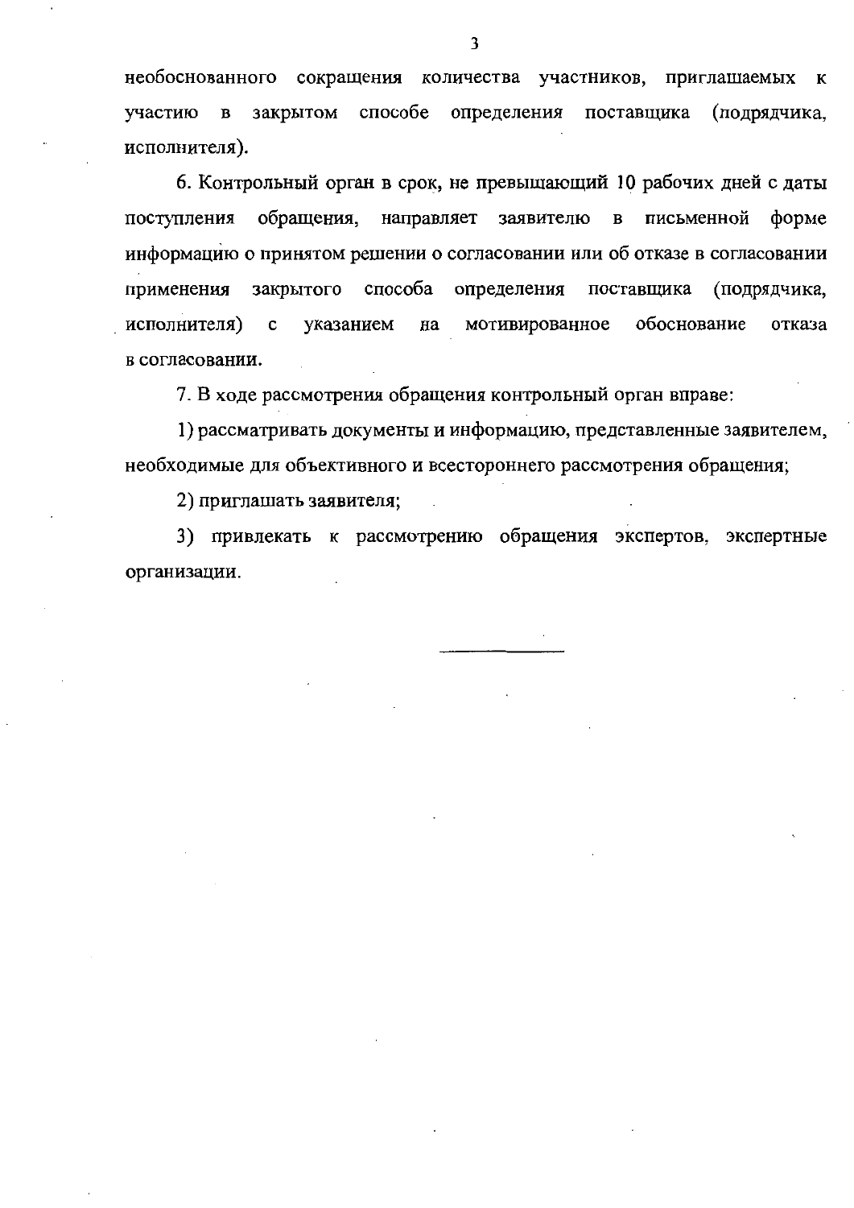необоснованного сокращения количества участников, приглашаемых к участию в закрытом способе определения поставщика (подрядчика, исполнителя).

6. Контрольный орган в срок, не превышающий 10 рабочих дней с даты поступления обращения, направляет заявителю в письменной форме информацию о принятом решении о согласовании или об отказе в согласовании применения закрытого способа определения поставщика (подрядчика, исполнителя) с указанием на мотивированное обоснование отказа в согласовании.

7. В ходе рассмотрения обращения контрольный орган вправе:

1) рассматривать документы и информацию, представленные заявителем, необходимые для объективного и всестороннего рассмотрения обращения;

2) приглашать заявителя;

3) привлекать к рассмотрению обращения экспертов, экспертные организации.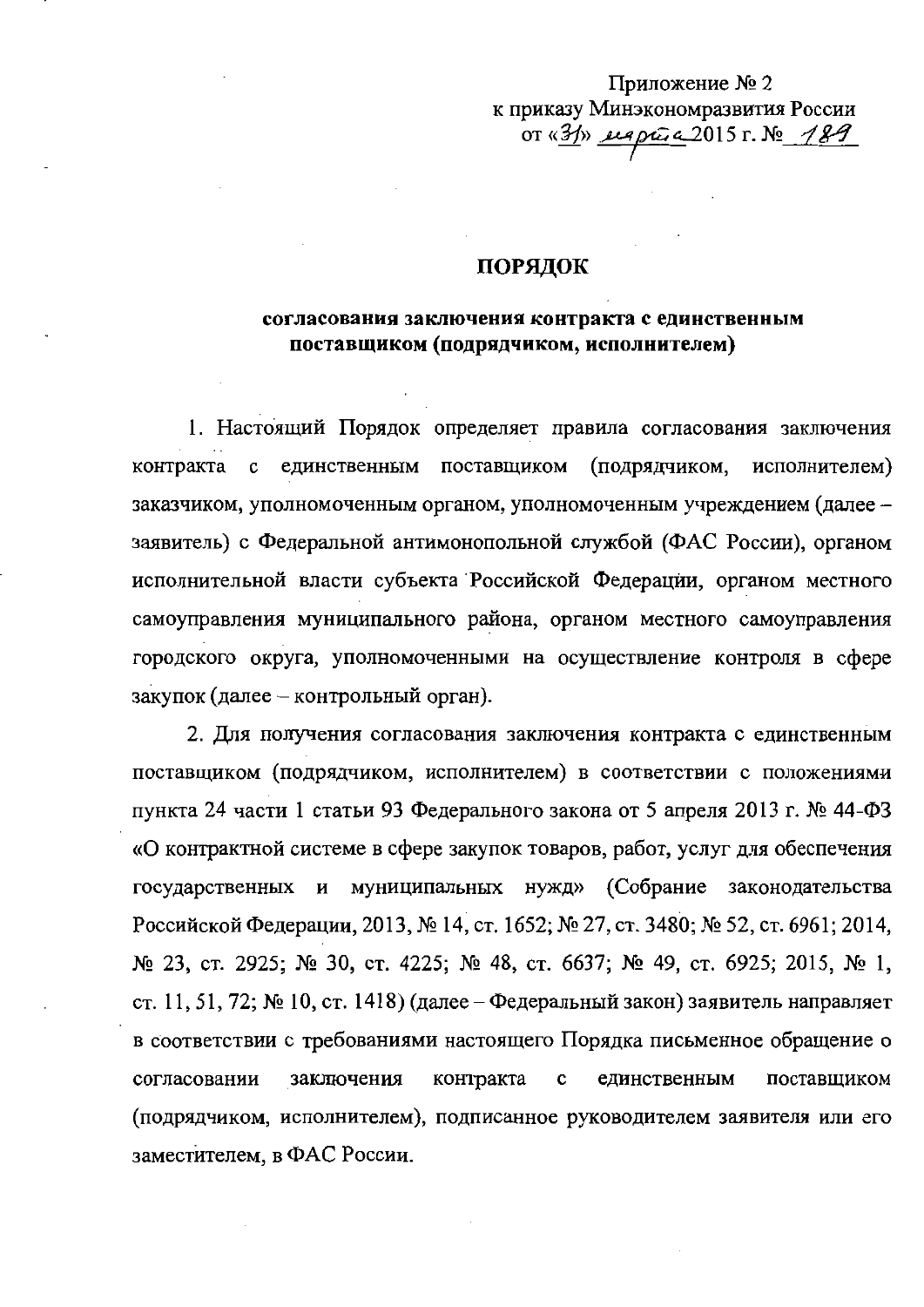Приложение № 2
к приказу Минэкономразвития России
от «31» марта 2015 г. № 189

## ПОРЯДОК

### согласования заключения контракта с единственным поставщиком (подрядчиком, исполнителем)

1. Настоящий Порядок определяет правила согласования заключения контракта с единственным поставщиком (подрядчиком, исполнителем) заказчиком, уполномоченным органом, уполномоченным учреждением (далее – заявитель) с Федеральной антимонопольной службой (ФАС России), органом исполнительной власти субъекта Российской Федерации, органом местного самоуправления муниципального района, органом местного самоуправления городского округа, уполномоченными на осуществление контроля в сфере закупок (далее – контрольный орган).

2. Для получения согласования заключения контракта с единственным поставщиком (подрядчиком, исполнителем) в соответствии с положениями пункта 24 части 1 статьи 93 Федерального закона от 5 апреля 2013 г. № 44-ФЗ «О контрактной системе в сфере закупок товаров, работ, услуг для обеспечения государственных и муниципальных нужд» (Собрание законодательства Российской Федерации, 2013, № 14, ст. 1652; № 27, ст. 3480; № 52, ст. 6961; 2014, № 23, ст. 2925; № 30, ст. 4225; № 48, ст. 6637; № 49, ст. 6925; 2015, № 1, ст. 11, 51, 72; № 10, ст. 1418) (далее – Федеральный закон) заявитель направляет в соответствии с требованиями настоящего Порядка письменное обращение о согласовании заключения контракта с единственным поставщиком (подрядчиком, исполнителем), подписанное руководителем заявителя или его заместителем, в ФАС России.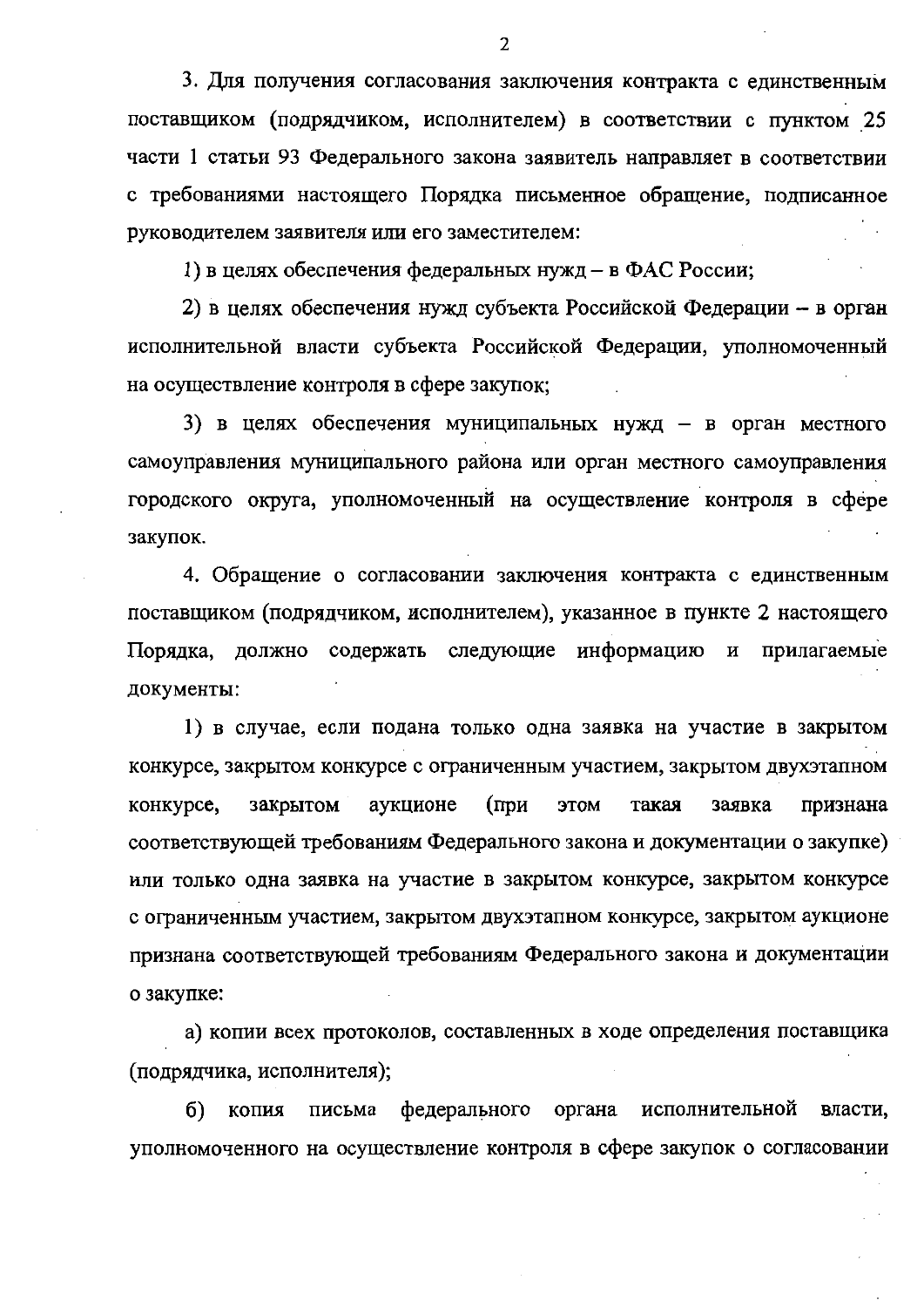3. Для получения согласования заключения контракта с единственным поставщиком (подрядчиком, исполнителем) в соответствии с пунктом 25 части 1 статьи 93 Федерального закона заявитель направляет в соответствии с требованиями настоящего Порядка письменное обращение, подписанное руководителем заявителя или его заместителем:

1) в целях обеспечения федеральных нужд – в ФАС России;

2) в целях обеспечения нужд субъекта Российской Федерации – в орган исполнительной власти субъекта Российской Федерации, уполномоченный на осуществление контроля в сфере закупок;

3) в целях обеспечения муниципальных нужд – в орган местного самоуправления муниципального района или орган местного самоуправления городского округа, уполномоченный на осуществление контроля в сфере закупок.

4. Обращение о согласовании заключения контракта с единственным поставщиком (подрядчиком, исполнителем), указанное в пункте 2 настоящего Порядка, должно содержать следующие информацию и прилагаемые документы:

1) в случае, если подана только одна заявка на участие в закрытом конкурсе, закрытом конкурсе с ограниченным участием, закрытом двухэтапном конкурсе, закрытом аукционе (при этом такая заявка признана соответствующей требованиям Федерального закона и документации о закупке) или только одна заявка на участие в закрытом конкурсе, закрытом конкурсе с ограниченным участием, закрытом двухэтапном конкурсе, закрытом аукционе признана соответствующей требованиям Федерального закона и документации о закупке:

а) копии всех протоколов, составленных в ходе определения поставщика (подрядчика, исполнителя);

б) копия письма федерального органа исполнительной власти, уполномоченного на осуществление контроля в сфере закупок о согласовании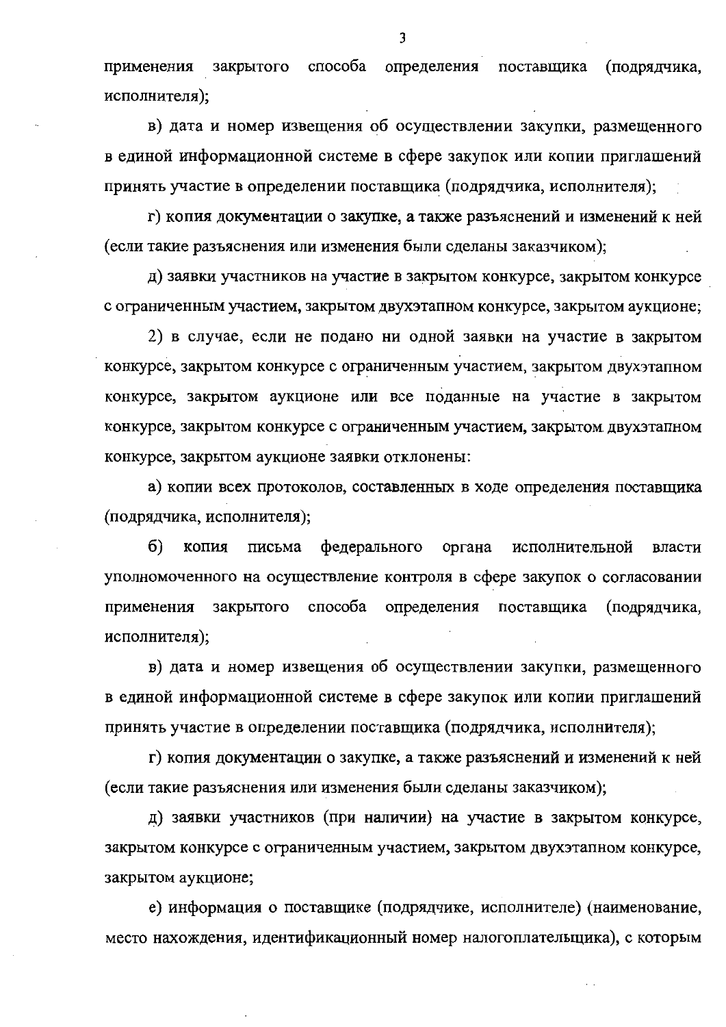применения закрытого способа определения поставщика (подрядчика, исполнителя);

в) дата и номер извещения об осуществлении закупки, размещенного в единой информационной системе в сфере закупок или копии приглашений принять участие в определении поставщика (подрядчика, исполнителя);

г) копия документации о закупке, а также разъяснений и изменений к ней (если такие разъяснения или изменения были сделаны заказчиком);

д) заявки участников на участие в закрытом конкурсе, закрытом конкурсе с ограниченным участием, закрытом двухэтапном конкурсе, закрытом аукционе;

2) в случае, если не подано ни одной заявки на участие в закрытом конкурсе, закрытом конкурсе с ограниченным участием, закрытом двухэтапном конкурсе, закрытом аукционе или все поданные на участие в закрытом конкурсе, закрытом конкурсе с ограниченным участием, закрытом двухэтапном конкурсе, закрытом аукционе заявки отклонены:

а) копии всех протоколов, составленных в ходе определения поставщика (подрядчика, исполнителя);

б) копия письма федерального органа исполнительной власти уполномоченного на осуществление контроля в сфере закупок о согласовании применения закрытого способа определения поставщика (подрядчика, исполнителя);

в) дата и номер извещения об осуществлении закупки, размещенного в единой информационной системе в сфере закупок или копии приглашений принять участие в определении поставщика (подрядчика, исполнителя);

г) копия документации о закупке, а также разъяснений и изменений к ней (если такие разъяснения или изменения были сделаны заказчиком);

д) заявки участников (при наличии) на участие в закрытом конкурсе, закрытом конкурсе с ограниченным участием, закрытом двухэтапном конкурсе, закрытом аукционе;

е) информация о поставщике (подрядчике, исполнителе) (наименование, место нахождения, идентификационный номер налогоплательщика), с которым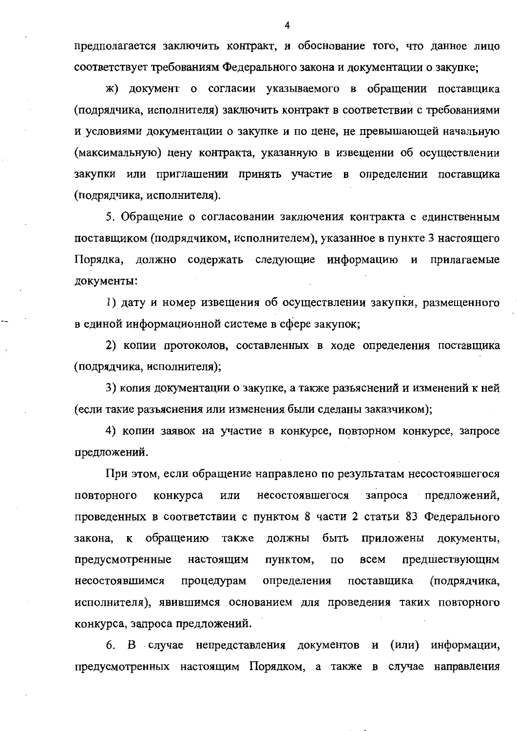предполагается заключить контракт, и обоснование того, что данное лицо соответствует требованиям Федерального закона и документации о закупке;

ж) документ о согласии указываемого в обращении поставщика (подрядчика, исполнителя) заключить контракт в соответствии с требованиями и условиями документации о закупке и по цене, не превышающей начальную (максимальную) цену контракта, указанную в извещении об осуществлении закупки или приглашении принять участие в определении поставщика (подрядчика, исполнителя).

5. Обращение о согласовании заключения контракта с единственным поставщиком (подрядчиком, исполнителем), указанное в пункте 3 настоящего Порядка, должно содержать следующие информацию и прилагаемые документы:

1) дату и номер извещения об осуществлении закупки, размещенного в единой информационной системе в сфере закупок;

2) копии протоколов, составленных в ходе определения поставщика (подрядчика, исполнителя);

3) копия документации о закупке, а также разъяснений и изменений к ней (если такие разъяснения или изменения были сделаны заказчиком);

4) копии заявок на участие в конкурсе, повторном конкурсе, запросе предложений.

При этом, если обращение направлено по результатам несостоявшегося повторного конкурса или несостоявшегося запроса предложений, проведенных в соответствии с пунктом 8 части 2 статьи 83 Федерального закона, к обращению также должны быть приложены документы, предусмотренные настоящим пунктом, по всем предшествующим несостоявшимся процедурам определения поставщика (подрядчика, исполнителя), явившимся основанием для проведения таких повторного конкурса, запроса предложений.

6. В случае непредставления документов и (или) информации, предусмотренных настоящим Порядком, а также в случае направления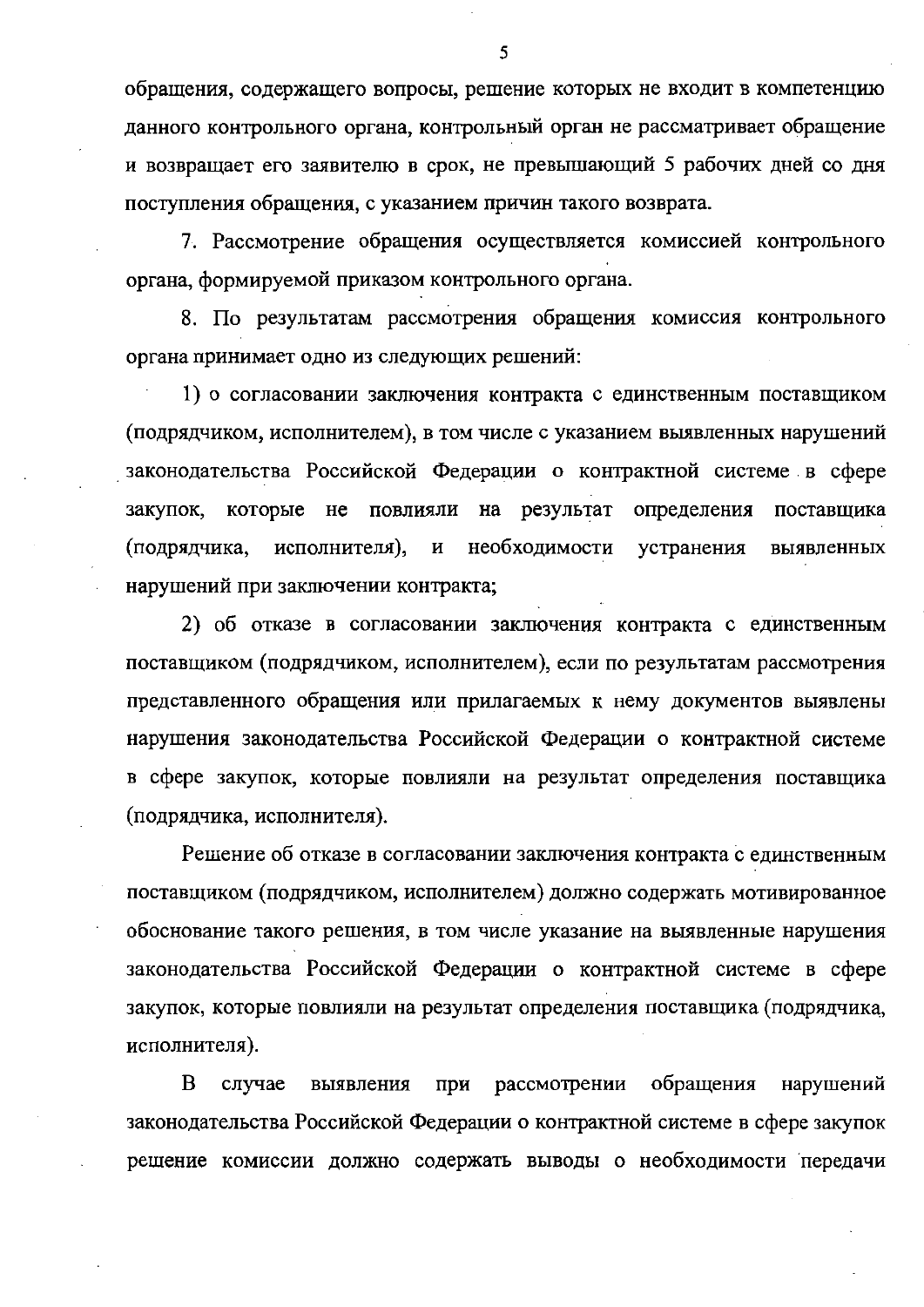обращения, содержащего вопросы, решение которых не входит в компетенцию данного контрольного органа, контрольный орган не рассматривает обращение и возвращает его заявителю в срок, не превышающий 5 рабочих дней со дня поступления обращения, с указанием причин такого возврата.

7. Рассмотрение обращения осуществляется комиссией контрольного органа, формируемой приказом контрольного органа.

8. По результатам рассмотрения обращения комиссия контрольного органа принимает одно из следующих решений:

1) о согласовании заключения контракта с единственным поставщиком (подрядчиком, исполнителем), в том числе с указанием выявленных нарушений законодательства Российской Федерации о контрактной системе в сфере закупок, которые не повлияли на результат определения поставщика (подрядчика, исполнителя), и необходимости устранения выявленных нарушений при заключении контракта;

2) об отказе в согласовании заключения контракта с единственным поставщиком (подрядчиком, исполнителем), если по результатам рассмотрения представленного обращения или прилагаемых к нему документов выявлены нарушения законодательства Российской Федерации о контрактной системе в сфере закупок, которые повлияли на результат определения поставщика (подрядчика, исполнителя).

Решение об отказе в согласовании заключения контракта с единственным поставщиком (подрядчиком, исполнителем) должно содержать мотивированное обоснование такого решения, в том числе указание на выявленные нарушения законодательства Российской Федерации о контрактной системе в сфере закупок, которые повлияли на результат определения поставщика (подрядчика, исполнителя).

В случае выявления при рассмотрении обращения нарушений законодательства Российской Федерации о контрактной системе в сфере закупок решение комиссии должно содержать выводы о необходимости передачи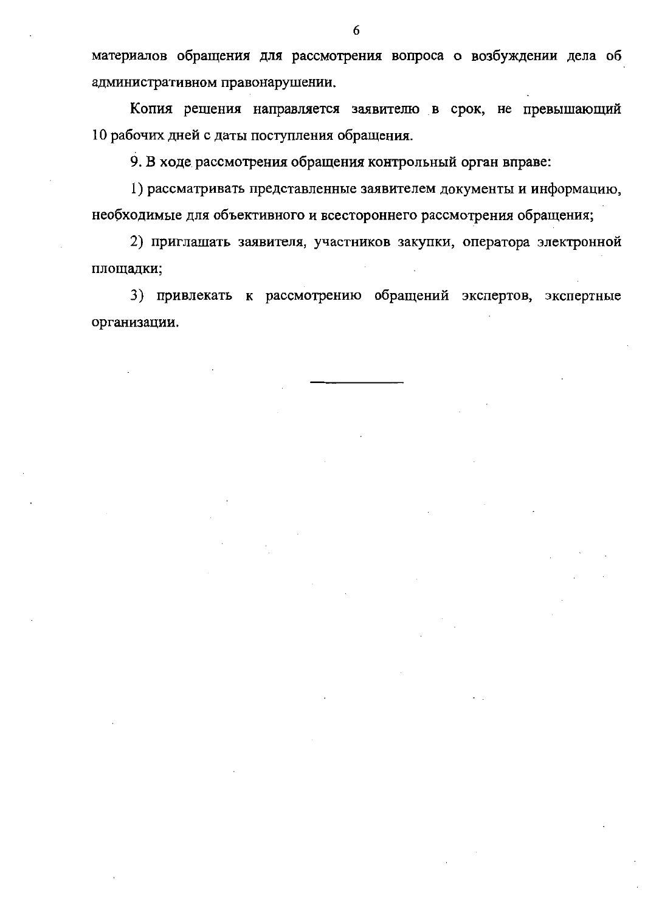материалов обращения для рассмотрения вопроса о возбуждении дела об административном правонарушении.

Копия решения направляется заявителю в срок, не превышающий 10 рабочих дней с даты поступления обращения.

9. В ходе рассмотрения обращения контрольный орган вправе:

1) рассматривать представленные заявителем документы и информацию, необходимые для объективного и всестороннего рассмотрения обращения;

2) приглашать заявителя, участников закупки, оператора электронной площадки;

3) привлекать к рассмотрению обращений экспертов, экспертные организации.